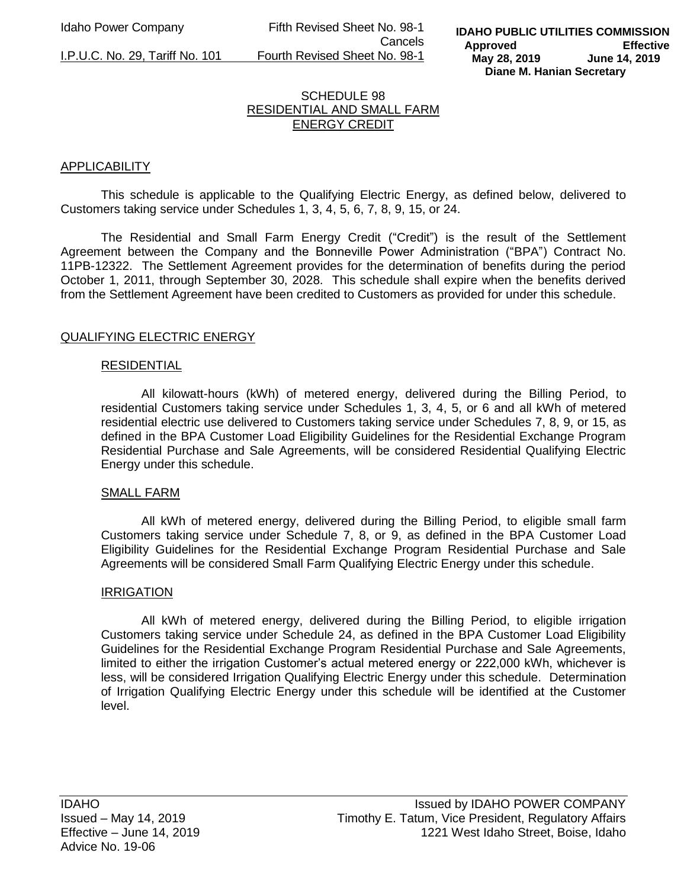Idaho Power Company

I.P.U.C. No. 29, Tariff No. 101

Fifth Revised Sheet No. 98-1
Cancels
Fourth Revised Sheet No. 98-1

**IDAHO PUBLIC UTILITIES COMMISSION**
**Approved Effective**
**May 28, 2019 June 14, 2019**
**Diane M. Hanian Secretary**

# SCHEDULE 98
## RESIDENTIAL AND SMALL FARM ENERGY CREDIT

### APPLICABILITY

This schedule is applicable to the Qualifying Electric Energy, as defined below, delivered to Customers taking service under Schedules 1, 3, 4, 5, 6, 7, 8, 9, 15, or 24.

The Residential and Small Farm Energy Credit ("Credit") is the result of the Settlement Agreement between the Company and the Bonneville Power Administration ("BPA") Contract No. 11PB-12322. The Settlement Agreement provides for the determination of benefits during the period October 1, 2011, through September 30, 2028. This schedule shall expire when the benefits derived from the Settlement Agreement have been credited to Customers as provided for under this schedule.

### QUALIFYING ELECTRIC ENERGY

#### RESIDENTIAL

All kilowatt-hours (kWh) of metered energy, delivered during the Billing Period, to residential Customers taking service under Schedules 1, 3, 4, 5, or 6 and all kWh of metered residential electric use delivered to Customers taking service under Schedules 7, 8, 9, or 15, as defined in the BPA Customer Load Eligibility Guidelines for the Residential Exchange Program Residential Purchase and Sale Agreements, will be considered Residential Qualifying Electric Energy under this schedule.

#### SMALL FARM

All kWh of metered energy, delivered during the Billing Period, to eligible small farm Customers taking service under Schedule 7, 8, or 9, as defined in the BPA Customer Load Eligibility Guidelines for the Residential Exchange Program Residential Purchase and Sale Agreements will be considered Small Farm Qualifying Electric Energy under this schedule.

#### IRRIGATION

All kWh of metered energy, delivered during the Billing Period, to eligible irrigation Customers taking service under Schedule 24, as defined in the BPA Customer Load Eligibility Guidelines for the Residential Exchange Program Residential Purchase and Sale Agreements, limited to either the irrigation Customer's actual metered energy or 222,000 kWh, whichever is less, will be considered Irrigation Qualifying Electric Energy under this schedule. Determination of Irrigation Qualifying Electric Energy under this schedule will be identified at the Customer level.

IDAHO
Issued – May 14, 2019
Effective – June 14, 2019
Advice No. 19-06

Issued by IDAHO POWER COMPANY
Timothy E. Tatum, Vice President, Regulatory Affairs
1221 West Idaho Street, Boise, Idaho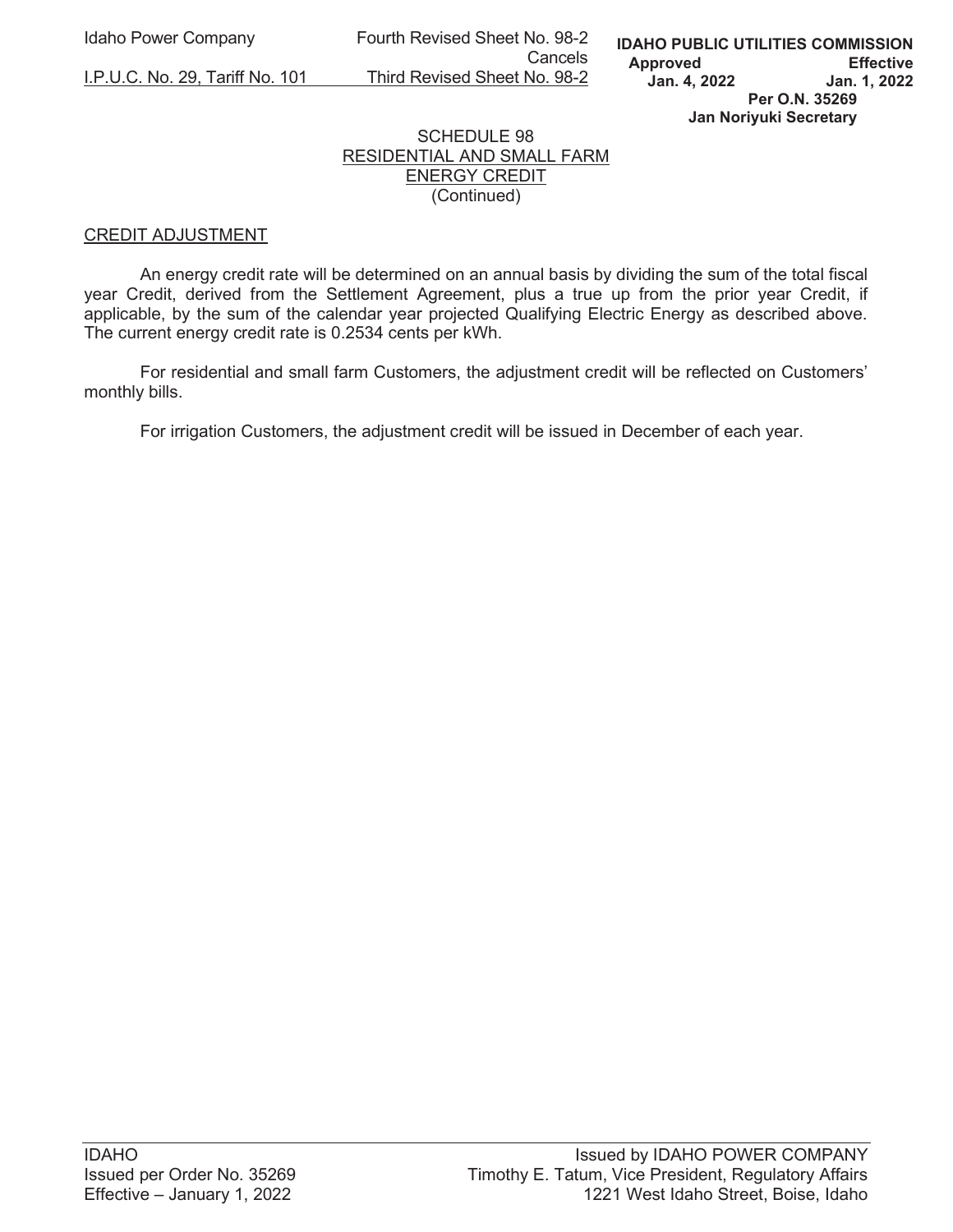# SCHEDULE 98
## RESIDENTIAL AND SMALL FARM ENERGY CREDIT
(Continued)

### CREDIT ADJUSTMENT

An energy credit rate will be determined on an annual basis by dividing the sum of the total fiscal year Credit, derived from the Settlement Agreement, plus a true up from the prior year Credit, if applicable, by the sum of the calendar year projected Qualifying Electric Energy as described above. The current energy credit rate is 0.2534 cents per kWh.

For residential and small farm Customers, the adjustment credit will be reflected on Customers' monthly bills.

For irrigation Customers, the adjustment credit will be issued in December of each year.